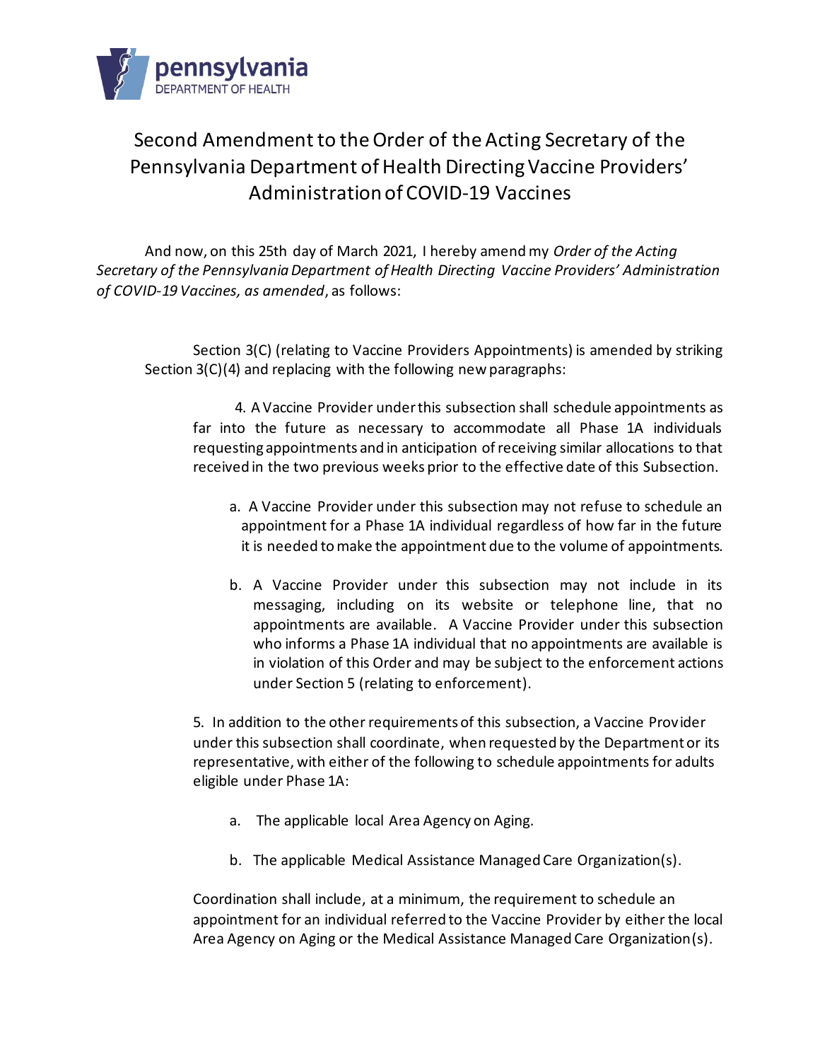pennsylvania
DEPARTMENT OF HEALTH

# Second Amendment to the Order of the Acting Secretary of the Pennsylvania Department of Health Directing Vaccine Providers' Administration of COVID-19 Vaccines

And now, on this 25th day of March 2021, I hereby amend my *Order of the Acting Secretary of the Pennsylvania Department of Health Directing Vaccine Providers' Administration of COVID-19 Vaccines, as amended*, as follows:

Section 3(C) (relating to Vaccine Providers Appointments) is amended by striking Section 3(C)(4) and replacing with the following new paragraphs:

4. A Vaccine Provider under this subsection shall schedule appointments as far into the future as necessary to accommodate all Phase 1A individuals requesting appointments and in anticipation of receiving similar allocations to that received in the two previous weeks prior to the effective date of this Subsection.

    a. A Vaccine Provider under this subsection may not refuse to schedule an appointment for a Phase 1A individual regardless of how far in the future it is needed to make the appointment due to the volume of appointments.

    b. A Vaccine Provider under this subsection may not include in its messaging, including on its website or telephone line, that no appointments are available. A Vaccine Provider under this subsection who informs a Phase 1A individual that no appointments are available is in violation of this Order and may be subject to the enforcement actions under Section 5 (relating to enforcement).

5. In addition to the other requirements of this subsection, a Vaccine Provider under this subsection shall coordinate, when requested by the Department or its representative, with either of the following to schedule appointments for adults eligible under Phase 1A:

    a. The applicable local Area Agency on Aging.

    b. The applicable Medical Assistance Managed Care Organization(s).

Coordination shall include, at a minimum, the requirement to schedule an appointment for an individual referred to the Vaccine Provider by either the local Area Agency on Aging or the Medical Assistance Managed Care Organization(s).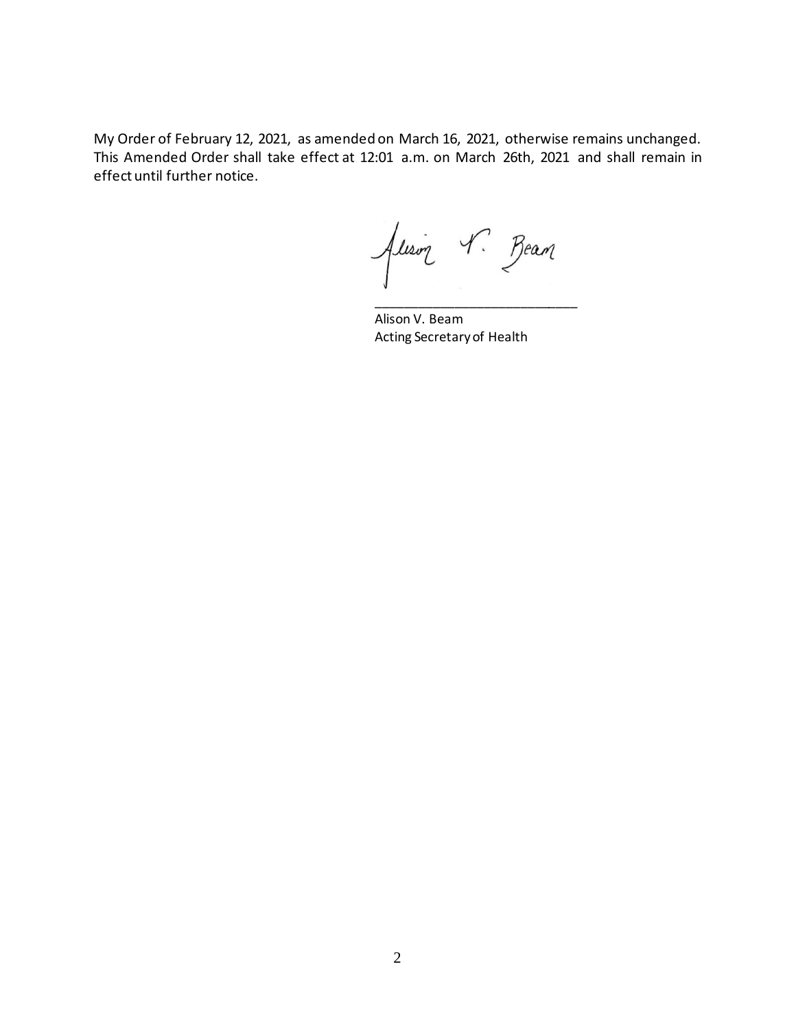My Order of February 12, 2021, as amended on March 16, 2021, otherwise remains unchanged. This Amended Order shall take effect at 12:01 a.m. on March 26th, 2021 and shall remain in effect until further notice.

Alison V. Beam
Acting Secretary of Health